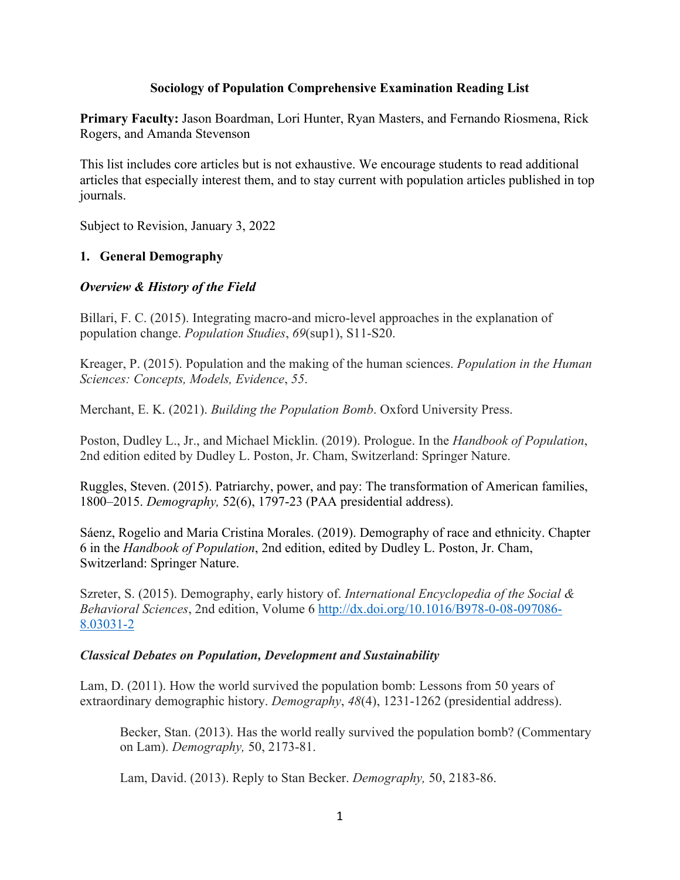# Sociology of Population Comprehensive Examination Reading List

**Primary Faculty:** Jason Boardman, Lori Hunter, Ryan Masters, and Fernando Riosmena, Rick Rogers, and Amanda Stevenson

This list includes core articles but is not exhaustive. We encourage students to read additional articles that especially interest them, and to stay current with population articles published in top journals.

Subject to Revision, January 3, 2022

## 1. General Demography

### *Overview & History of the Field*

Billari, F. C. (2015). Integrating macro-and micro-level approaches in the explanation of population change. *Population Studies*, *69*(sup1), S11-S20.

Kreager, P. (2015). Population and the making of the human sciences. *Population in the Human Sciences: Concepts, Models, Evidence*, *55*.

Merchant, E. K. (2021). *Building the Population Bomb*. Oxford University Press.

Poston, Dudley L., Jr., and Michael Micklin. (2019). Prologue. In the *Handbook of Population*, 2nd edition edited by Dudley L. Poston, Jr. Cham, Switzerland: Springer Nature.

Ruggles, Steven. (2015). Patriarchy, power, and pay: The transformation of American families, 1800–2015. *Demography,* 52(6), 1797-23 (PAA presidential address).

Sáenz, Rogelio and Maria Cristina Morales. (2019). Demography of race and ethnicity. Chapter 6 in the *Handbook of Population*, 2nd edition, edited by Dudley L. Poston, Jr. Cham, Switzerland: Springer Nature.

Szreter, S. (2015). Demography, early history of. *International Encyclopedia of the Social & Behavioral Sciences*, 2nd edition, Volume 6 http://dx.doi.org/10.1016/B978-0-08-097086-8.03031-2

### *Classical Debates on Population, Development and Sustainability*

Lam, D. (2011). How the world survived the population bomb: Lessons from 50 years of extraordinary demographic history. *Demography*, *48*(4), 1231-1262 (presidential address).

> Becker, Stan. (2013). Has the world really survived the population bomb? (Commentary on Lam). *Demography,* 50, 2173-81.
>
> Lam, David. (2013). Reply to Stan Becker. *Demography,* 50, 2183-86.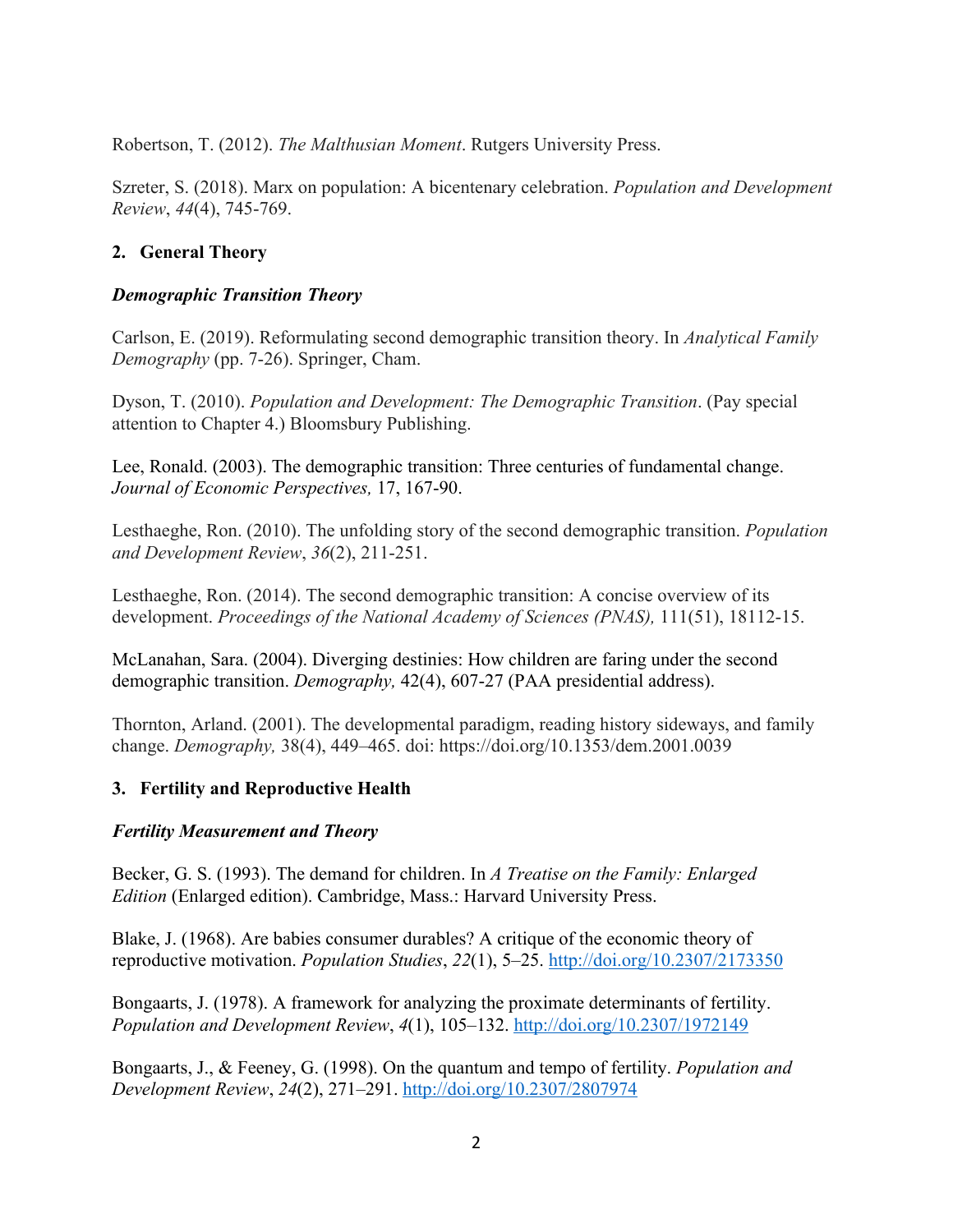Robertson, T. (2012). *The Malthusian Moment*. Rutgers University Press.

Szreter, S. (2018). Marx on population: A bicentenary celebration. *Population and Development Review*, *44*(4), 745-769.

## 2. General Theory

### *Demographic Transition Theory*

Carlson, E. (2019). Reformulating second demographic transition theory. In *Analytical Family Demography* (pp. 7-26). Springer, Cham.

Dyson, T. (2010). *Population and Development: The Demographic Transition*. (Pay special attention to Chapter 4.) Bloomsbury Publishing.

Lee, Ronald. (2003). The demographic transition: Three centuries of fundamental change. *Journal of Economic Perspectives,* 17, 167-90.

Lesthaeghe, Ron. (2010). The unfolding story of the second demographic transition. *Population and Development Review*, *36*(2), 211-251.

Lesthaeghe, Ron. (2014). The second demographic transition: A concise overview of its development. *Proceedings of the National Academy of Sciences (PNAS),* 111(51), 18112-15.

McLanahan, Sara. (2004). Diverging destinies: How children are faring under the second demographic transition. *Demography,* 42(4), 607-27 (PAA presidential address).

Thornton, Arland. (2001). The developmental paradigm, reading history sideways, and family change. *Demography,* 38(4), 449–465. doi: https://doi.org/10.1353/dem.2001.0039

## 3. Fertility and Reproductive Health

### *Fertility Measurement and Theory*

Becker, G. S. (1993). The demand for children. In *A Treatise on the Family: Enlarged Edition* (Enlarged edition). Cambridge, Mass.: Harvard University Press.

Blake, J. (1968). Are babies consumer durables? A critique of the economic theory of reproductive motivation. *Population Studies*, *22*(1), 5–25. http://doi.org/10.2307/2173350

Bongaarts, J. (1978). A framework for analyzing the proximate determinants of fertility. *Population and Development Review*, *4*(1), 105–132. http://doi.org/10.2307/1972149

Bongaarts, J., & Feeney, G. (1998). On the quantum and tempo of fertility. *Population and Development Review*, *24*(2), 271–291. http://doi.org/10.2307/2807974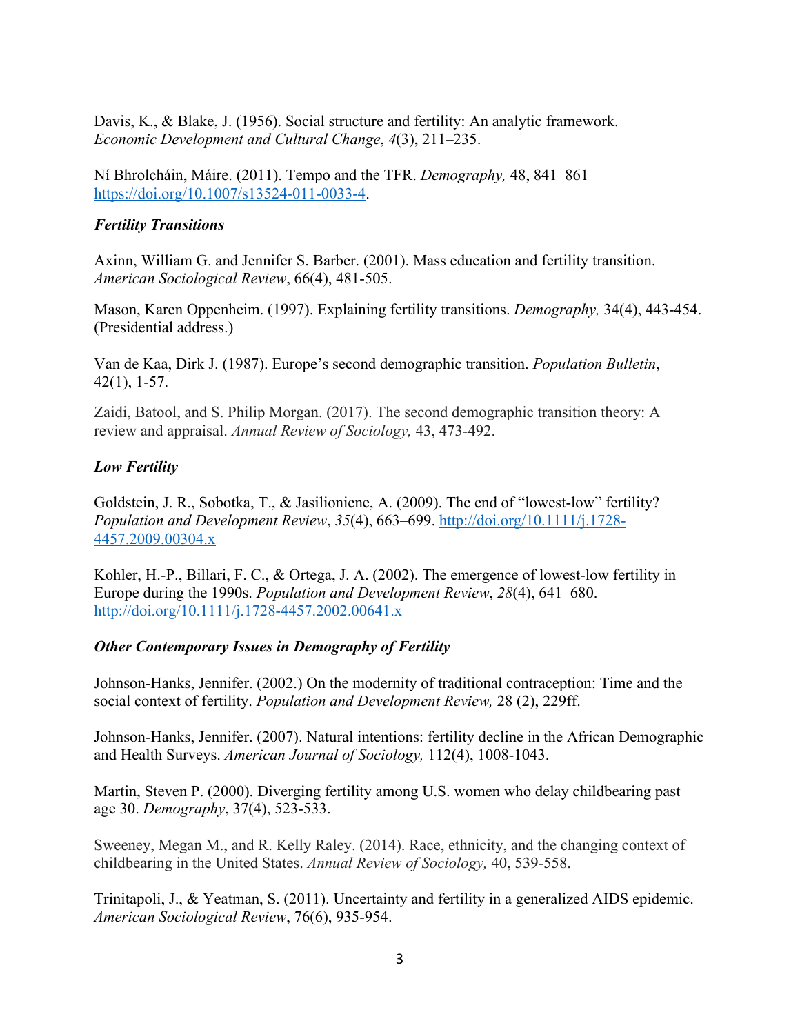Davis, K., & Blake, J. (1956). Social structure and fertility: An analytic framework. *Economic Development and Cultural Change*, *4*(3), 211–235.

Ní Bhrolcháin, Máire. (2011). Tempo and the TFR. *Demography,* 48, 841–861 https://doi.org/10.1007/s13524-011-0033-4.

### *Fertility Transitions*

Axinn, William G. and Jennifer S. Barber. (2001). Mass education and fertility transition. *American Sociological Review*, 66(4), 481-505.

Mason, Karen Oppenheim. (1997). Explaining fertility transitions. *Demography,* 34(4), 443-454. (Presidential address.)

Van de Kaa, Dirk J. (1987). Europe's second demographic transition. *Population Bulletin*, 42(1), 1-57.

Zaidi, Batool, and S. Philip Morgan. (2017). The second demographic transition theory: A review and appraisal. *Annual Review of Sociology,* 43, 473-492.

### *Low Fertility*

Goldstein, J. R., Sobotka, T., & Jasilioniene, A. (2009). The end of "lowest-low" fertility? *Population and Development Review*, *35*(4), 663–699. http://doi.org/10.1111/j.1728-4457.2009.00304.x

Kohler, H.-P., Billari, F. C., & Ortega, J. A. (2002). The emergence of lowest-low fertility in Europe during the 1990s. *Population and Development Review*, *28*(4), 641–680. http://doi.org/10.1111/j.1728-4457.2002.00641.x

### *Other Contemporary Issues in Demography of Fertility*

Johnson-Hanks, Jennifer. (2002.) On the modernity of traditional contraception: Time and the social context of fertility. *Population and Development Review,* 28 (2), 229ff.

Johnson-Hanks, Jennifer. (2007). Natural intentions: fertility decline in the African Demographic and Health Surveys. *American Journal of Sociology,* 112(4), 1008-1043.

Martin, Steven P. (2000). Diverging fertility among U.S. women who delay childbearing past age 30. *Demography*, 37(4), 523-533.

Sweeney, Megan M., and R. Kelly Raley. (2014). Race, ethnicity, and the changing context of childbearing in the United States. *Annual Review of Sociology,* 40, 539-558.

Trinitapoli, J., & Yeatman, S. (2011). Uncertainty and fertility in a generalized AIDS epidemic. *American Sociological Review*, 76(6), 935-954.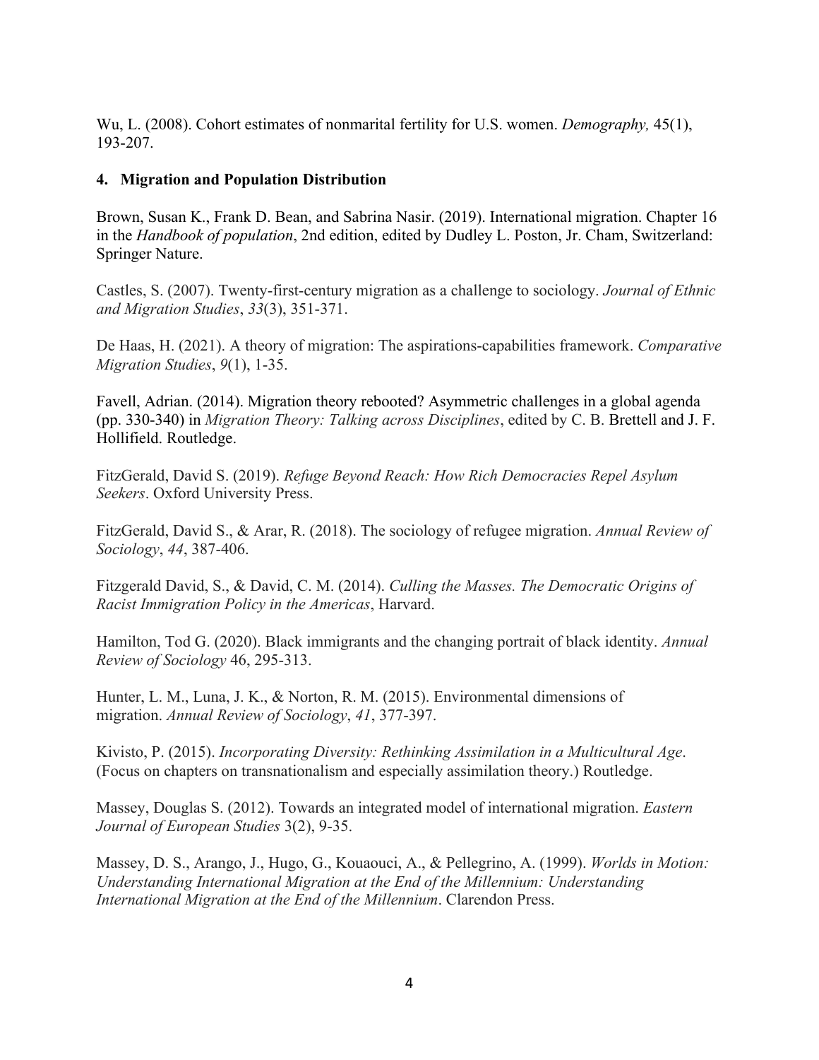Wu, L. (2008). Cohort estimates of nonmarital fertility for U.S. women. *Demography,* 45(1), 193-207.

**4. Migration and Population Distribution**

Brown, Susan K., Frank D. Bean, and Sabrina Nasir. (2019). International migration. Chapter 16 in the *Handbook of population*, 2nd edition, edited by Dudley L. Poston, Jr. Cham, Switzerland: Springer Nature.

Castles, S. (2007). Twenty-first-century migration as a challenge to sociology. *Journal of Ethnic and Migration Studies*, *33*(3), 351-371.

De Haas, H. (2021). A theory of migration: The aspirations-capabilities framework. *Comparative Migration Studies*, *9*(1), 1-35.

Favell, Adrian. (2014). Migration theory rebooted? Asymmetric challenges in a global agenda (pp. 330-340) in *Migration Theory: Talking across Disciplines*, edited by C. B. Brettell and J. F. Hollifield. Routledge.

FitzGerald, David S. (2019). *Refuge Beyond Reach: How Rich Democracies Repel Asylum Seekers*. Oxford University Press.

FitzGerald, David S., & Arar, R. (2018). The sociology of refugee migration. *Annual Review of Sociology*, *44*, 387-406.

Fitzgerald David, S., & David, C. M. (2014). *Culling the Masses. The Democratic Origins of Racist Immigration Policy in the Americas*, Harvard.

Hamilton, Tod G. (2020). Black immigrants and the changing portrait of black identity. *Annual Review of Sociology* 46, 295-313.

Hunter, L. M., Luna, J. K., & Norton, R. M. (2015). Environmental dimensions of migration. *Annual Review of Sociology*, *41*, 377-397.

Kivisto, P. (2015). *Incorporating Diversity: Rethinking Assimilation in a Multicultural Age*. (Focus on chapters on transnationalism and especially assimilation theory.) Routledge.

Massey, Douglas S. (2012). Towards an integrated model of international migration. *Eastern Journal of European Studies* 3(2), 9-35.

Massey, D. S., Arango, J., Hugo, G., Kouaouci, A., & Pellegrino, A. (1999). *Worlds in Motion: Understanding International Migration at the End of the Millennium: Understanding International Migration at the End of the Millennium*. Clarendon Press.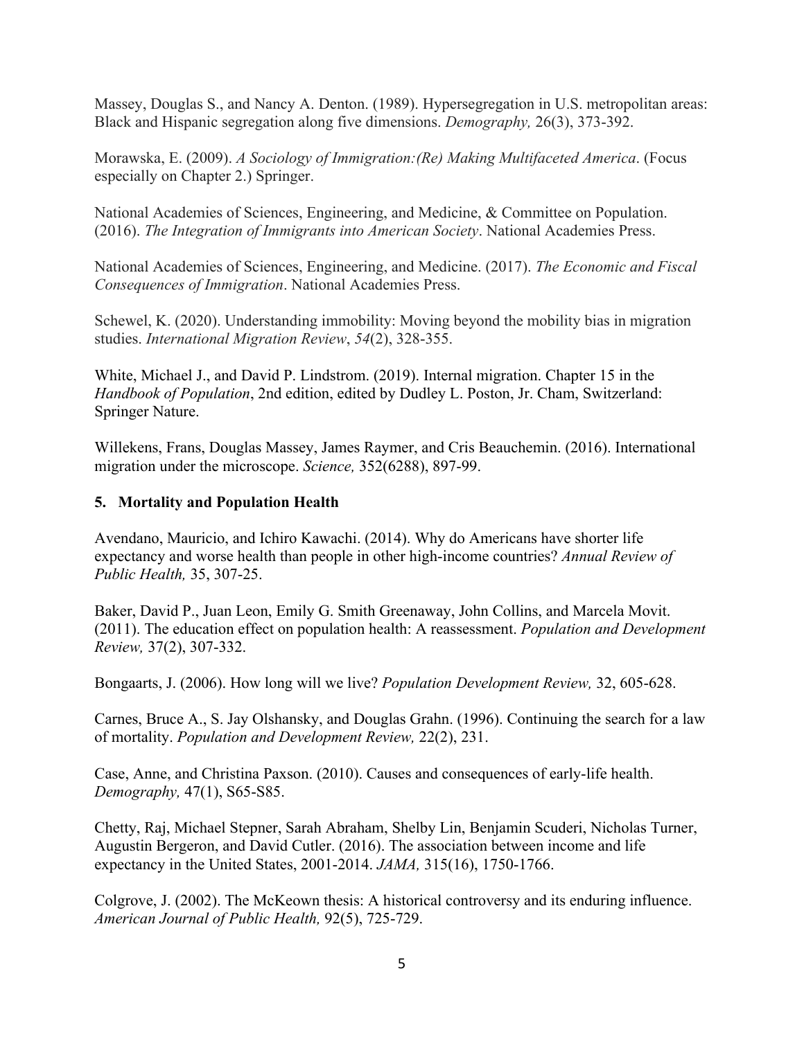Massey, Douglas S., and Nancy A. Denton. (1989). Hypersegregation in U.S. metropolitan areas: Black and Hispanic segregation along five dimensions. *Demography,* 26(3), 373-392.

Morawska, E. (2009). *A Sociology of Immigration:(Re) Making Multifaceted America*. (Focus especially on Chapter 2.) Springer.

National Academies of Sciences, Engineering, and Medicine, & Committee on Population. (2016). *The Integration of Immigrants into American Society*. National Academies Press.

National Academies of Sciences, Engineering, and Medicine. (2017). *The Economic and Fiscal Consequences of Immigration*. National Academies Press.

Schewel, K. (2020). Understanding immobility: Moving beyond the mobility bias in migration studies. *International Migration Review*, *54*(2), 328-355.

White, Michael J., and David P. Lindstrom. (2019). Internal migration. Chapter 15 in the *Handbook of Population*, 2nd edition, edited by Dudley L. Poston, Jr. Cham, Switzerland: Springer Nature.

Willekens, Frans, Douglas Massey, James Raymer, and Cris Beauchemin. (2016). International migration under the microscope. *Science,* 352(6288), 897-99.

**5. Mortality and Population Health**

Avendano, Mauricio, and Ichiro Kawachi. (2014). Why do Americans have shorter life expectancy and worse health than people in other high-income countries? *Annual Review of Public Health,* 35, 307-25.

Baker, David P., Juan Leon, Emily G. Smith Greenaway, John Collins, and Marcela Movit. (2011). The education effect on population health: A reassessment. *Population and Development Review,* 37(2), 307-332.

Bongaarts, J. (2006). How long will we live? *Population Development Review,* 32, 605-628.

Carnes, Bruce A., S. Jay Olshansky, and Douglas Grahn. (1996). Continuing the search for a law of mortality. *Population and Development Review,* 22(2), 231.

Case, Anne, and Christina Paxson. (2010). Causes and consequences of early-life health. *Demography,* 47(1), S65-S85.

Chetty, Raj, Michael Stepner, Sarah Abraham, Shelby Lin, Benjamin Scuderi, Nicholas Turner, Augustin Bergeron, and David Cutler. (2016). The association between income and life expectancy in the United States, 2001-2014. *JAMA,* 315(16), 1750-1766.

Colgrove, J. (2002). The McKeown thesis: A historical controversy and its enduring influence. *American Journal of Public Health,* 92(5), 725-729.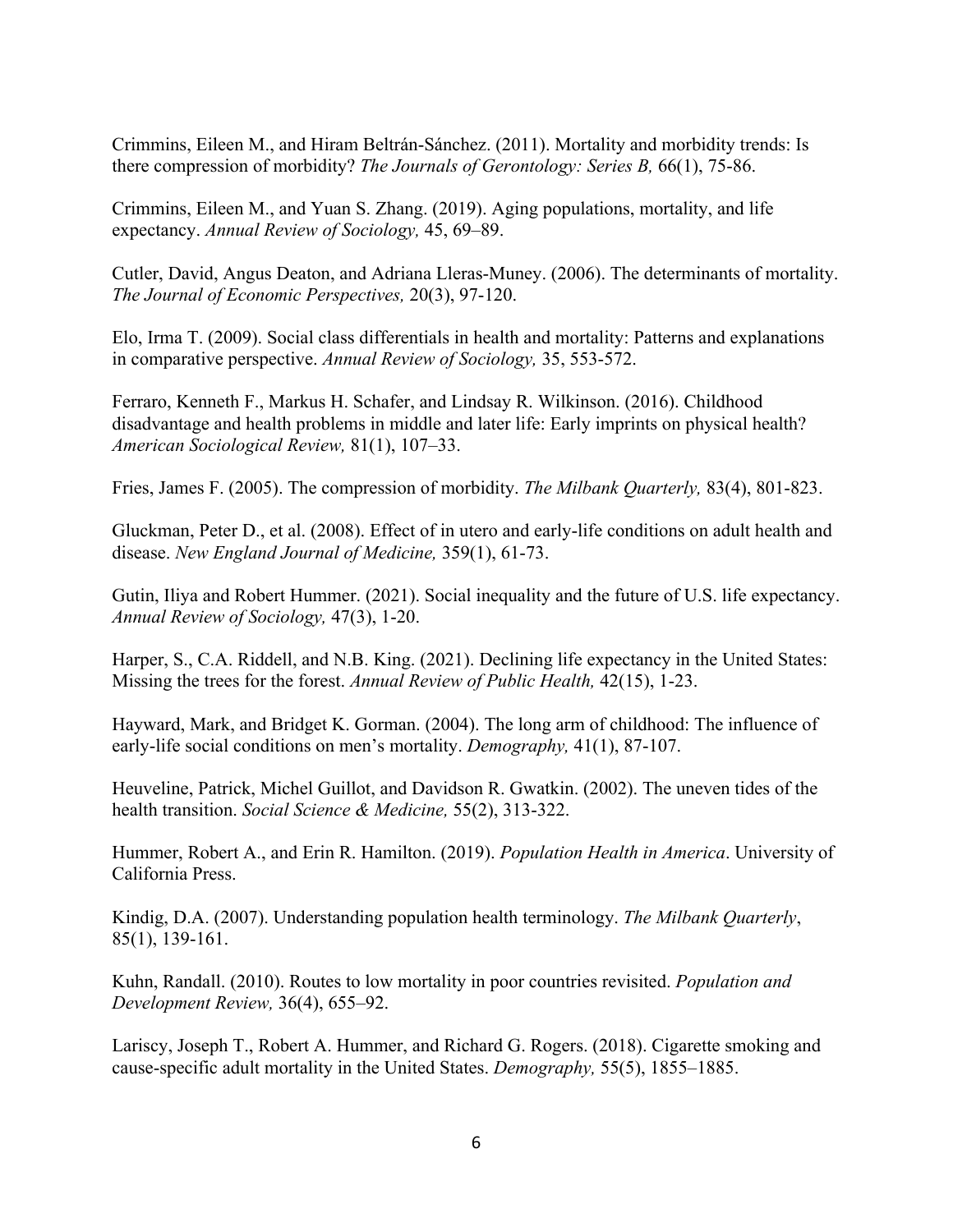Crimmins, Eileen M., and Hiram Beltrán-Sánchez. (2011). Mortality and morbidity trends: Is there compression of morbidity? *The Journals of Gerontology: Series B,* 66(1), 75-86.

Crimmins, Eileen M., and Yuan S. Zhang. (2019). Aging populations, mortality, and life expectancy. *Annual Review of Sociology,* 45, 69–89.

Cutler, David, Angus Deaton, and Adriana Lleras-Muney. (2006). The determinants of mortality. *The Journal of Economic Perspectives,* 20(3), 97-120.

Elo, Irma T. (2009). Social class differentials in health and mortality: Patterns and explanations in comparative perspective. *Annual Review of Sociology,* 35, 553-572.

Ferraro, Kenneth F., Markus H. Schafer, and Lindsay R. Wilkinson. (2016). Childhood disadvantage and health problems in middle and later life: Early imprints on physical health? *American Sociological Review,* 81(1), 107–33.

Fries, James F. (2005). The compression of morbidity. *The Milbank Quarterly,* 83(4), 801-823.

Gluckman, Peter D., et al. (2008). Effect of in utero and early-life conditions on adult health and disease. *New England Journal of Medicine,* 359(1), 61-73.

Gutin, Iliya and Robert Hummer. (2021). Social inequality and the future of U.S. life expectancy. *Annual Review of Sociology,* 47(3), 1-20.

Harper, S., C.A. Riddell, and N.B. King. (2021). Declining life expectancy in the United States: Missing the trees for the forest. *Annual Review of Public Health,* 42(15), 1-23.

Hayward, Mark, and Bridget K. Gorman. (2004). The long arm of childhood: The influence of early-life social conditions on men's mortality. *Demography,* 41(1), 87-107.

Heuveline, Patrick, Michel Guillot, and Davidson R. Gwatkin. (2002). The uneven tides of the health transition. *Social Science & Medicine,* 55(2), 313-322.

Hummer, Robert A., and Erin R. Hamilton. (2019). *Population Health in America*. University of California Press.

Kindig, D.A. (2007). Understanding population health terminology. *The Milbank Quarterly*, 85(1), 139-161.

Kuhn, Randall. (2010). Routes to low mortality in poor countries revisited. *Population and Development Review,* 36(4), 655–92.

Lariscy, Joseph T., Robert A. Hummer, and Richard G. Rogers. (2018). Cigarette smoking and cause-specific adult mortality in the United States. *Demography,* 55(5), 1855–1885.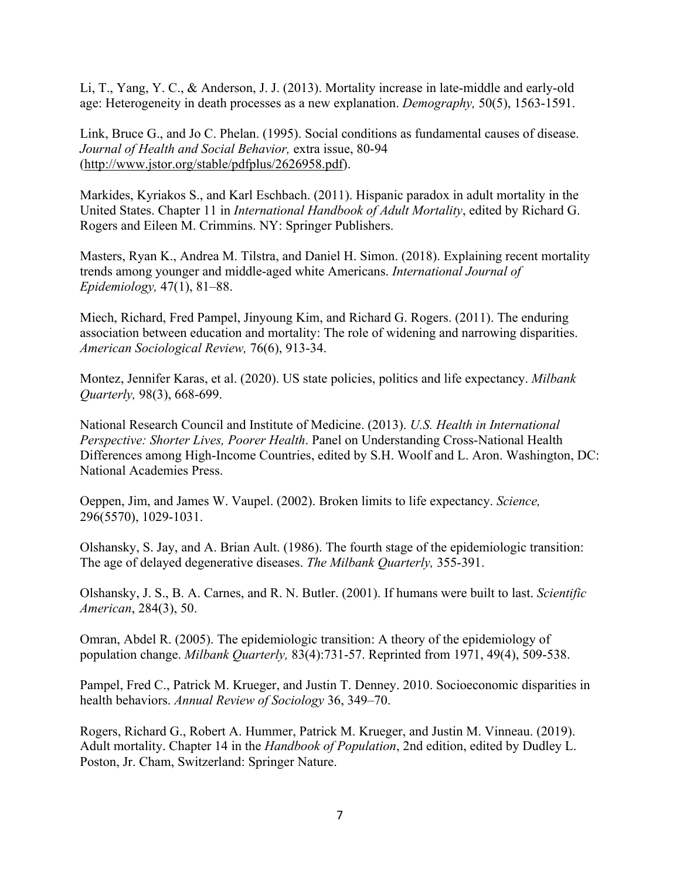Li, T., Yang, Y. C., & Anderson, J. J. (2013). Mortality increase in late-middle and early-old age: Heterogeneity in death processes as a new explanation. *Demography,* 50(5), 1563-1591.

Link, Bruce G., and Jo C. Phelan. (1995). Social conditions as fundamental causes of disease. *Journal of Health and Social Behavior,* extra issue, 80-94 (http://www.jstor.org/stable/pdfplus/2626958.pdf).

Markides, Kyriakos S., and Karl Eschbach. (2011). Hispanic paradox in adult mortality in the United States. Chapter 11 in *International Handbook of Adult Mortality*, edited by Richard G. Rogers and Eileen M. Crimmins. NY: Springer Publishers.

Masters, Ryan K., Andrea M. Tilstra, and Daniel H. Simon. (2018). Explaining recent mortality trends among younger and middle-aged white Americans. *International Journal of Epidemiology,* 47(1), 81–88.

Miech, Richard, Fred Pampel, Jinyoung Kim, and Richard G. Rogers. (2011). The enduring association between education and mortality: The role of widening and narrowing disparities. *American Sociological Review,* 76(6), 913-34.

Montez, Jennifer Karas, et al. (2020). US state policies, politics and life expectancy. *Milbank Quarterly,* 98(3), 668-699.

National Research Council and Institute of Medicine. (2013). *U.S. Health in International Perspective: Shorter Lives, Poorer Health*. Panel on Understanding Cross-National Health Differences among High-Income Countries, edited by S.H. Woolf and L. Aron. Washington, DC: National Academies Press.

Oeppen, Jim, and James W. Vaupel. (2002). Broken limits to life expectancy. *Science,* 296(5570), 1029-1031.

Olshansky, S. Jay, and A. Brian Ault. (1986). The fourth stage of the epidemiologic transition: The age of delayed degenerative diseases. *The Milbank Quarterly,* 355-391.

Olshansky, J. S., B. A. Carnes, and R. N. Butler. (2001). If humans were built to last. *Scientific American*, 284(3), 50.

Omran, Abdel R. (2005). The epidemiologic transition: A theory of the epidemiology of population change. *Milbank Quarterly,* 83(4):731-57. Reprinted from 1971, 49(4), 509-538.

Pampel, Fred C., Patrick M. Krueger, and Justin T. Denney. 2010. Socioeconomic disparities in health behaviors. *Annual Review of Sociology* 36, 349–70.

Rogers, Richard G., Robert A. Hummer, Patrick M. Krueger, and Justin M. Vinneau. (2019). Adult mortality. Chapter 14 in the *Handbook of Population*, 2nd edition, edited by Dudley L. Poston, Jr. Cham, Switzerland: Springer Nature.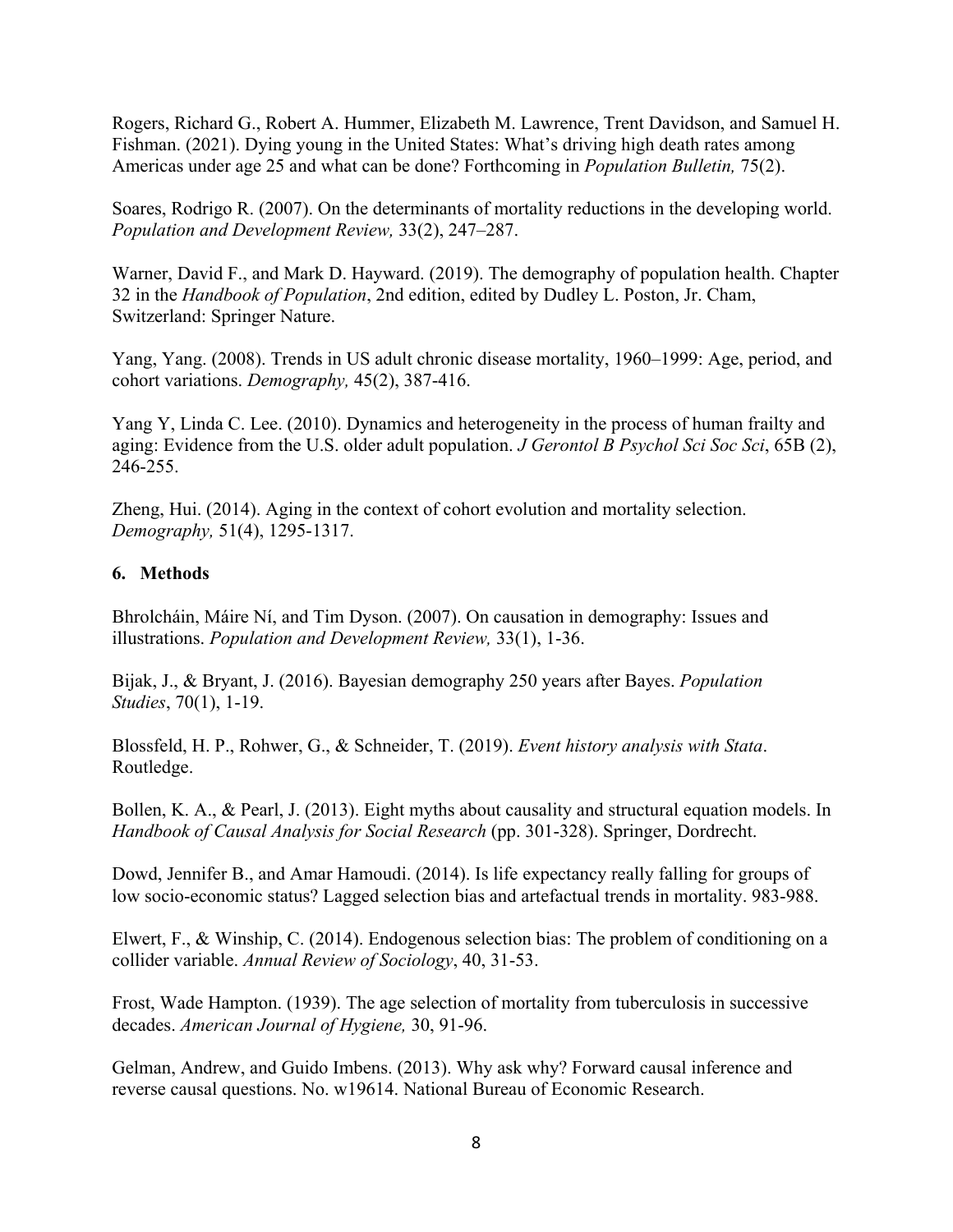Rogers, Richard G., Robert A. Hummer, Elizabeth M. Lawrence, Trent Davidson, and Samuel H. Fishman. (2021). Dying young in the United States: What's driving high death rates among Americas under age 25 and what can be done? Forthcoming in *Population Bulletin,* 75(2).

Soares, Rodrigo R. (2007). On the determinants of mortality reductions in the developing world. *Population and Development Review,* 33(2), 247–287.

Warner, David F., and Mark D. Hayward. (2019). The demography of population health. Chapter 32 in the *Handbook of Population*, 2nd edition, edited by Dudley L. Poston, Jr. Cham, Switzerland: Springer Nature.

Yang, Yang. (2008). Trends in US adult chronic disease mortality, 1960–1999: Age, period, and cohort variations. *Demography,* 45(2), 387-416.

Yang Y, Linda C. Lee. (2010). Dynamics and heterogeneity in the process of human frailty and aging: Evidence from the U.S. older adult population. *J Gerontol B Psychol Sci Soc Sci*, 65B (2), 246-255.

Zheng, Hui. (2014). Aging in the context of cohort evolution and mortality selection. *Demography,* 51(4), 1295-1317.

## 6. Methods

Bhrolcháin, Máire Ní, and Tim Dyson. (2007). On causation in demography: Issues and illustrations. *Population and Development Review,* 33(1), 1-36.

Bijak, J., & Bryant, J. (2016). Bayesian demography 250 years after Bayes. *Population Studies*, 70(1), 1-19.

Blossfeld, H. P., Rohwer, G., & Schneider, T. (2019). *Event history analysis with Stata*. Routledge.

Bollen, K. A., & Pearl, J. (2013). Eight myths about causality and structural equation models. In *Handbook of Causal Analysis for Social Research* (pp. 301-328). Springer, Dordrecht.

Dowd, Jennifer B., and Amar Hamoudi. (2014). Is life expectancy really falling for groups of low socio-economic status? Lagged selection bias and artefactual trends in mortality. 983-988.

Elwert, F., & Winship, C. (2014). Endogenous selection bias: The problem of conditioning on a collider variable. *Annual Review of Sociology*, 40, 31-53.

Frost, Wade Hampton. (1939). The age selection of mortality from tuberculosis in successive decades. *American Journal of Hygiene,* 30, 91-96.

Gelman, Andrew, and Guido Imbens. (2013). Why ask why? Forward causal inference and reverse causal questions. No. w19614. National Bureau of Economic Research.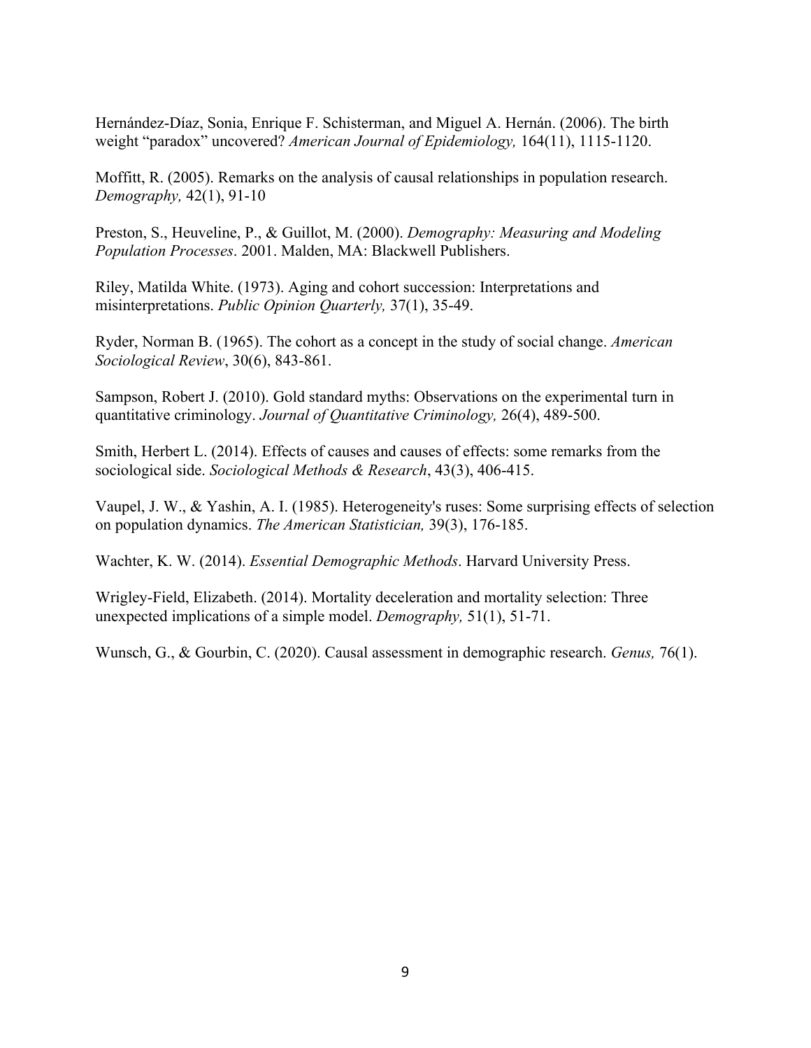Hernández-Díaz, Sonia, Enrique F. Schisterman, and Miguel A. Hernán. (2006). The birth weight "paradox" uncovered? *American Journal of Epidemiology,* 164(11), 1115-1120.

Moffitt, R. (2005). Remarks on the analysis of causal relationships in population research. *Demography,* 42(1), 91-10

Preston, S., Heuveline, P., & Guillot, M. (2000). *Demography: Measuring and Modeling Population Processes*. 2001. Malden, MA: Blackwell Publishers.

Riley, Matilda White. (1973). Aging and cohort succession: Interpretations and misinterpretations. *Public Opinion Quarterly,* 37(1), 35-49.

Ryder, Norman B. (1965). The cohort as a concept in the study of social change. *American Sociological Review*, 30(6), 843-861.

Sampson, Robert J. (2010). Gold standard myths: Observations on the experimental turn in quantitative criminology. *Journal of Quantitative Criminology,* 26(4), 489-500.

Smith, Herbert L. (2014). Effects of causes and causes of effects: some remarks from the sociological side. *Sociological Methods & Research*, 43(3), 406-415.

Vaupel, J. W., & Yashin, A. I. (1985). Heterogeneity's ruses: Some surprising effects of selection on population dynamics. *The American Statistician,* 39(3), 176-185.

Wachter, K. W. (2014). *Essential Demographic Methods*. Harvard University Press.

Wrigley-Field, Elizabeth. (2014). Mortality deceleration and mortality selection: Three unexpected implications of a simple model. *Demography,* 51(1), 51-71.

Wunsch, G., & Gourbin, C. (2020). Causal assessment in demographic research. *Genus,* 76(1).